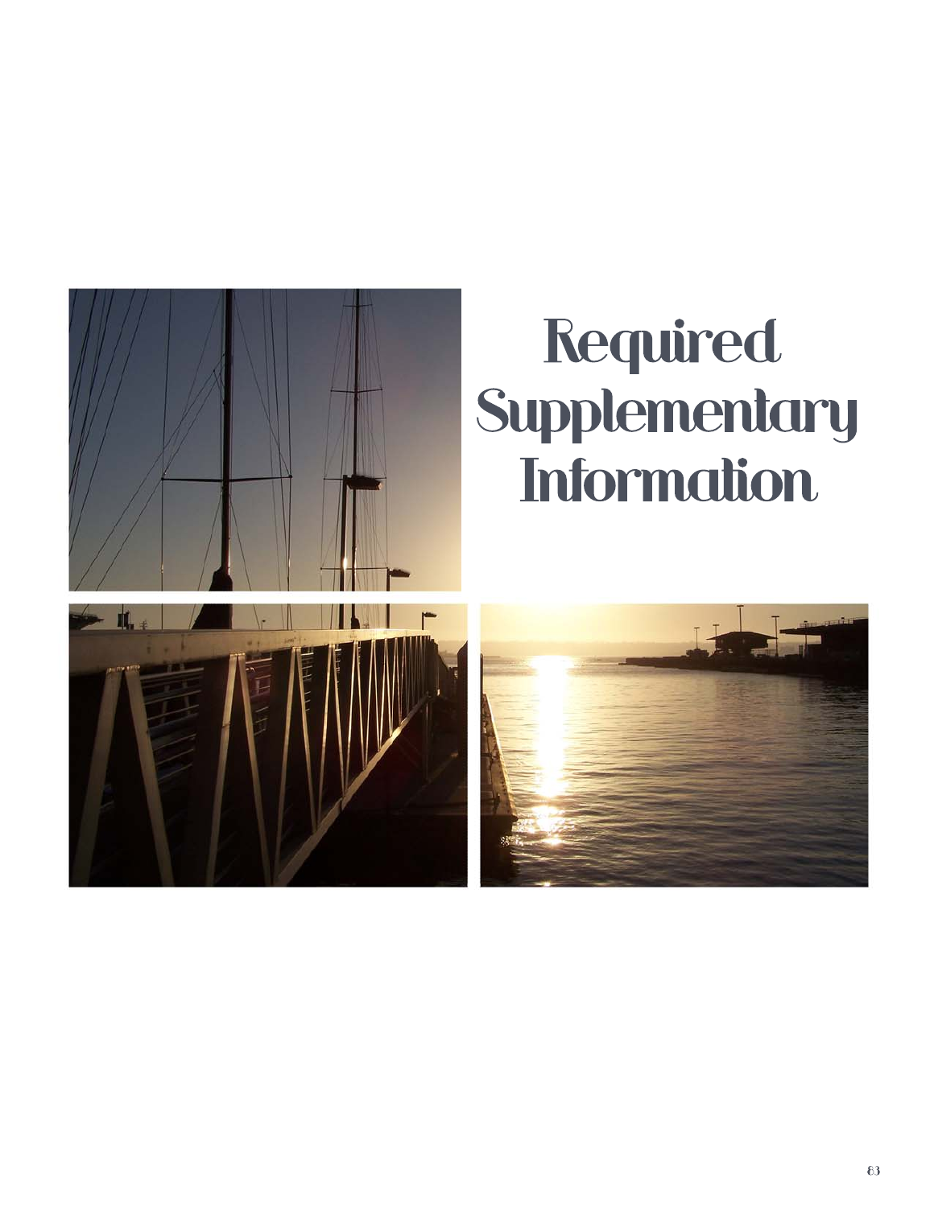# Required Supplementary Information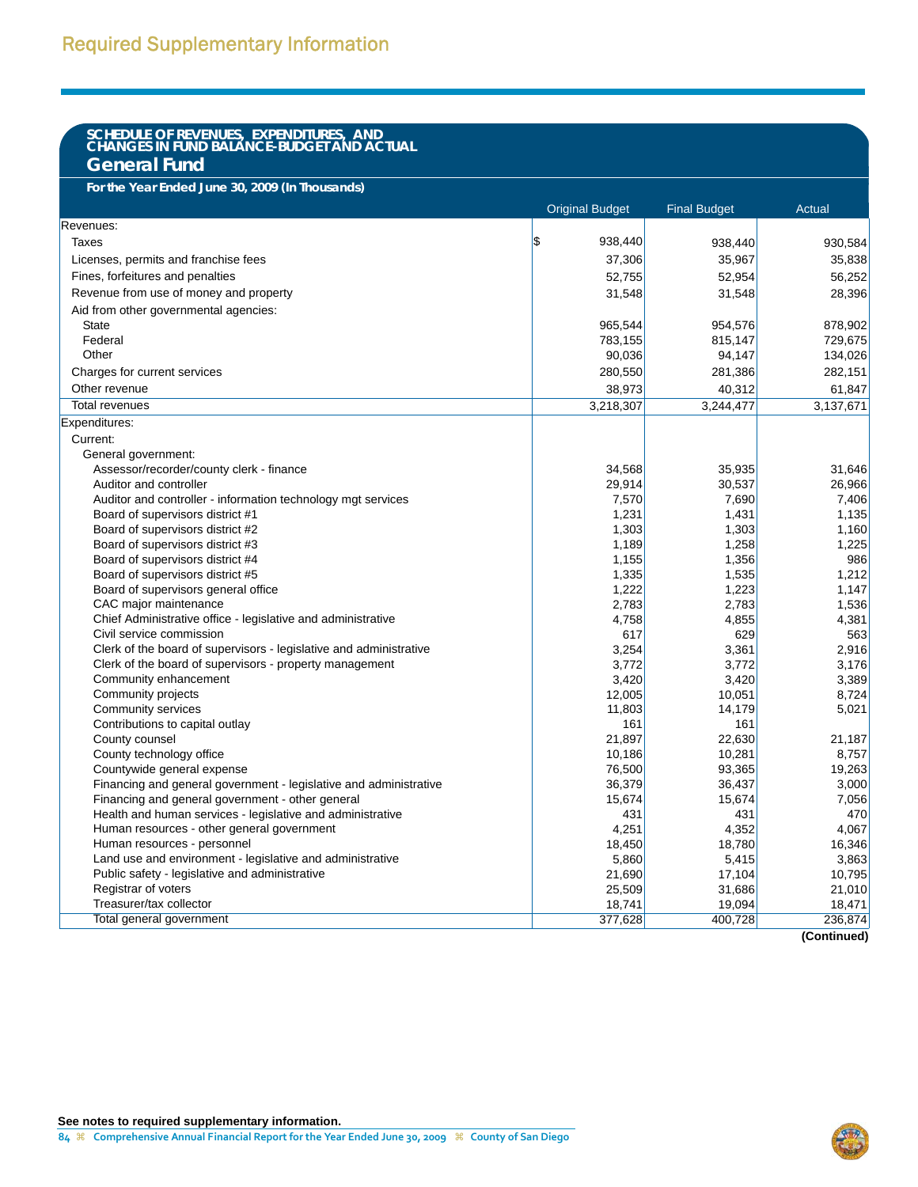## Required Supplementary Information

### SCHEDULE OF REVENUES, EXPENDITURES, AND CHANGES IN FUND BALANCE-BUDGET AND ACTUAL

### General Fund

**For the Year Ended June 30, 2009 (In Thousands)**

| | Original Budget | Final Budget | Actual |
|---|---|---|---|
| Revenues: | | | |
| Taxes | $ 938,440 | 938,440 | 930,584 |
| Licenses, permits and franchise fees | 37,306 | 35,967 | 35,838 |
| Fines, forfeitures and penalties | 52,755 | 52,954 | 56,252 |
| Revenue from use of money and property | 31,548 | 31,548 | 28,396 |
| Aid from other governmental agencies: | | | |
| State | 965,544 | 954,576 | 878,902 |
| Federal | 783,155 | 815,147 | 729,675 |
| Other | 90,036 | 94,147 | 134,026 |
| Charges for current services | 280,550 | 281,386 | 282,151 |
| Other revenue | 38,973 | 40,312 | 61,847 |
| Total revenues | 3,218,307 | 3,244,477 | 3,137,671 |
| Expenditures: | | | |
| Current: | | | |
| General government: | | | |
| Assessor/recorder/county clerk - finance | 34,568 | 35,935 | 31,646 |
| Auditor and controller | 29,914 | 30,537 | 26,966 |
| Auditor and controller - information technology mgt services | 7,570 | 7,690 | 7,406 |
| Board of supervisors district #1 | 1,231 | 1,431 | 1,135 |
| Board of supervisors district #2 | 1,303 | 1,303 | 1,160 |
| Board of supervisors district #3 | 1,189 | 1,258 | 1,225 |
| Board of supervisors district #4 | 1,155 | 1,356 | 986 |
| Board of supervisors district #5 | 1,335 | 1,535 | 1,212 |
| Board of supervisors general office | 1,222 | 1,223 | 1,147 |
| CAC major maintenance | 2,783 | 2,783 | 1,536 |
| Chief Administrative office - legislative and administrative | 4,758 | 4,855 | 4,381 |
| Civil service commission | 617 | 629 | 563 |
| Clerk of the board of supervisors - legislative and administrative | 3,254 | 3,361 | 2,916 |
| Clerk of the board of supervisors - property management | 3,772 | 3,772 | 3,176 |
| Community enhancement | 3,420 | 3,420 | 3,389 |
| Community projects | 12,005 | 10,051 | 8,724 |
| Community services | 11,803 | 14,179 | 5,021 |
| Contributions to capital outlay | 161 | 161 | |
| County counsel | 21,897 | 22,630 | 21,187 |
| County technology office | 10,186 | 10,281 | 8,757 |
| Countywide general expense | 76,500 | 93,365 | 19,263 |
| Financing and general government - legislative and administrative | 36,379 | 36,437 | 3,000 |
| Financing and general government - other general | 15,674 | 15,674 | 7,056 |
| Health and human services - legislative and administrative | 431 | 431 | 470 |
| Human resources - other general government | 4,251 | 4,352 | 4,067 |
| Human resources - personnel | 18,450 | 18,780 | 16,346 |
| Land use and environment - legislative and administrative | 5,860 | 5,415 | 3,863 |
| Public safety - legislative and administrative | 21,690 | 17,104 | 10,795 |
| Registrar of voters | 25,509 | 31,686 | 21,010 |
| Treasurer/tax collector | 18,741 | 19,094 | 18,471 |
| Total general government | 377,628 | 400,728 | 236,874 |

**(Continued)**

**See notes to required supplementary information.**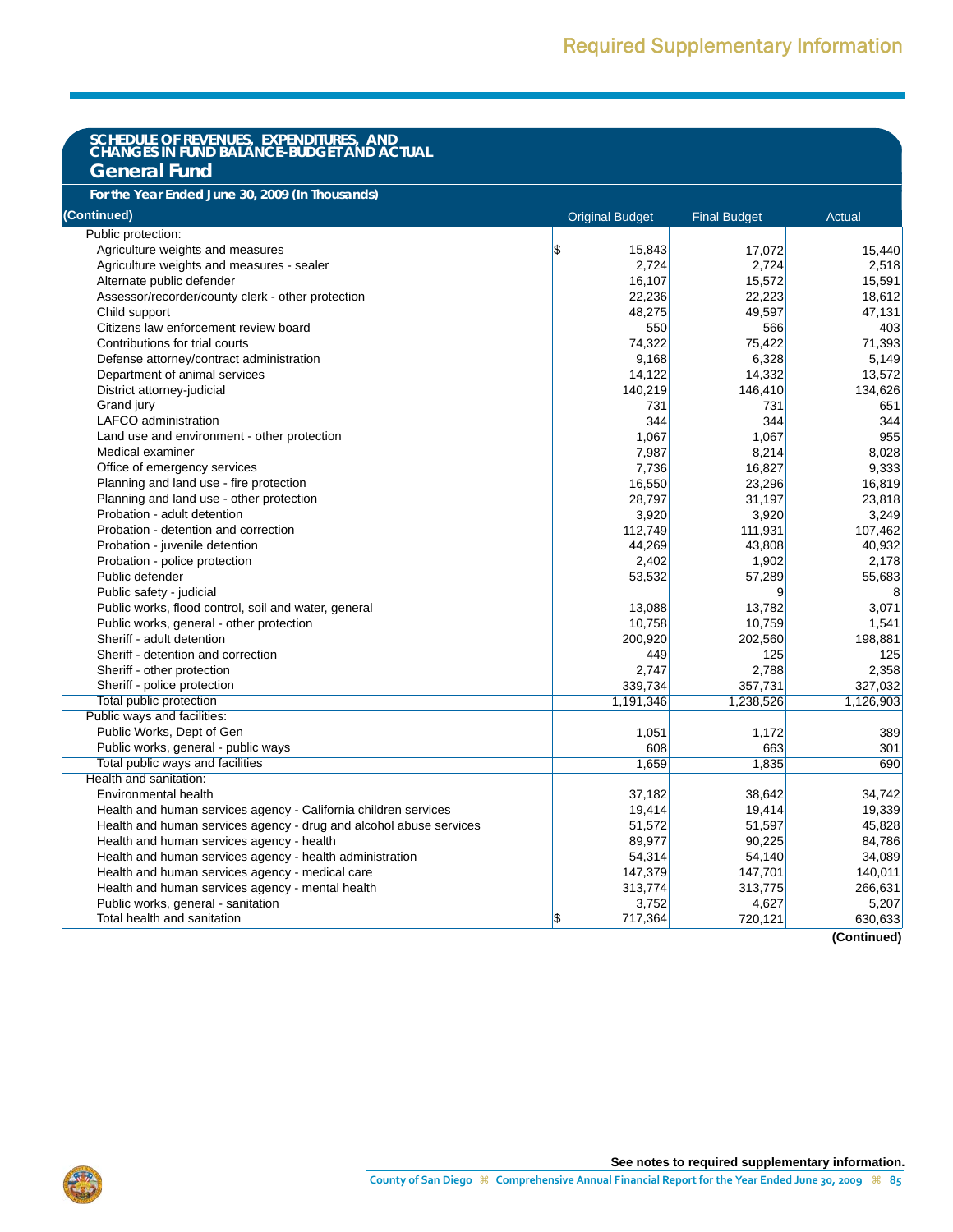## SCHEDULE OF REVENUES, EXPENDITURES, AND CHANGES IN FUND BALANCE-BUDGET AND ACTUAL

## General Fund

**For the Year Ended June 30, 2009 (In Thousands)**

| (Continued) | Original Budget | Final Budget | Actual |
|---|---|---|---|
| Public protection: | | | |
| Agriculture weights and measures | $ 15,843 | 17,072 | 15,440 |
| Agriculture weights and measures - sealer | 2,724 | 2,724 | 2,518 |
| Alternate public defender | 16,107 | 15,572 | 15,591 |
| Assessor/recorder/county clerk - other protection | 22,236 | 22,223 | 18,612 |
| Child support | 48,275 | 49,597 | 47,131 |
| Citizens law enforcement review board | 550 | 566 | 403 |
| Contributions for trial courts | 74,322 | 75,422 | 71,393 |
| Defense attorney/contract administration | 9,168 | 6,328 | 5,149 |
| Department of animal services | 14,122 | 14,332 | 13,572 |
| District attorney-judicial | 140,219 | 146,410 | 134,626 |
| Grand jury | 731 | 731 | 651 |
| LAFCO administration | 344 | 344 | 344 |
| Land use and environment - other protection | 1,067 | 1,067 | 955 |
| Medical examiner | 7,987 | 8,214 | 8,028 |
| Office of emergency services | 7,736 | 16,827 | 9,333 |
| Planning and land use - fire protection | 16,550 | 23,296 | 16,819 |
| Planning and land use - other protection | 28,797 | 31,197 | 23,818 |
| Probation - adult detention | 3,920 | 3,920 | 3,249 |
| Probation - detention and correction | 112,749 | 111,931 | 107,462 |
| Probation - juvenile detention | 44,269 | 43,808 | 40,932 |
| Probation - police protection | 2,402 | 1,902 | 2,178 |
| Public defender | 53,532 | 57,289 | 55,683 |
| Public safety - judicial | | 9 | 8 |
| Public works, flood control, soil and water, general | 13,088 | 13,782 | 3,071 |
| Public works, general - other protection | 10,758 | 10,759 | 1,541 |
| Sheriff - adult detention | 200,920 | 202,560 | 198,881 |
| Sheriff - detention and correction | 449 | 125 | 125 |
| Sheriff - other protection | 2,747 | 2,788 | 2,358 |
| Sheriff - police protection | 339,734 | 357,731 | 327,032 |
| Total public protection | 1,191,346 | 1,238,526 | 1,126,903 |
| Public ways and facilities: | | | |
| Public Works, Dept of Gen | 1,051 | 1,172 | 389 |
| Public works, general - public ways | 608 | 663 | 301 |
| Total public ways and facilities | 1,659 | 1,835 | 690 |
| Health and sanitation: | | | |
| Environmental health | 37,182 | 38,642 | 34,742 |
| Health and human services agency - California children services | 19,414 | 19,414 | 19,339 |
| Health and human services agency - drug and alcohol abuse services | 51,572 | 51,597 | 45,828 |
| Health and human services agency - health | 89,977 | 90,225 | 84,786 |
| Health and human services agency - health administration | 54,314 | 54,140 | 34,089 |
| Health and human services agency - medical care | 147,379 | 147,701 | 140,011 |
| Health and human services agency - mental health | 313,774 | 313,775 | 266,631 |
| Public works, general - sanitation | 3,752 | 4,627 | 5,207 |
| Total health and sanitation | $ 717,364 | 720,121 | 630,633 |

**(Continued)**

**See notes to required supplementary information.**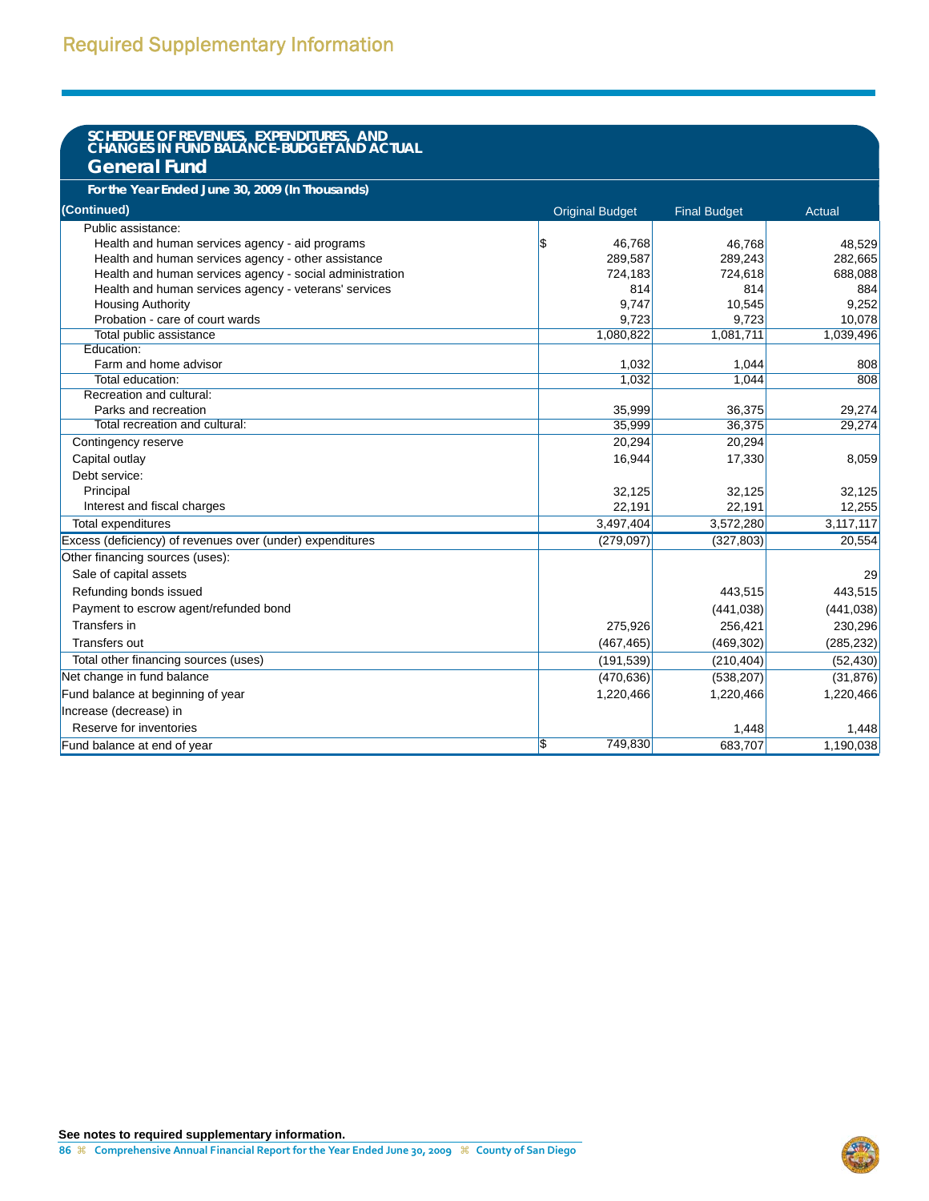## Required Supplementary Information

### SCHEDULE OF REVENUES, EXPENDITURES, AND CHANGES IN FUND BALANCE-BUDGET AND ACTUAL

## General Fund

**For the Year Ended June 30, 2009 (In Thousands)**

| (Continued) | Original Budget | Final Budget | Actual |
|---|---|---|---|
| Public assistance: | | | |
| Health and human services agency - aid programs | $ 46,768 | 46,768 | 48,529 |
| Health and human services agency - other assistance | 289,587 | 289,243 | 282,665 |
| Health and human services agency - social administration | 724,183 | 724,618 | 688,088 |
| Health and human services agency - veterans' services | 814 | 814 | 884 |
| Housing Authority | 9,747 | 10,545 | 9,252 |
| Probation - care of court wards | 9,723 | 9,723 | 10,078 |
| Total public assistance | 1,080,822 | 1,081,711 | 1,039,496 |
| Education: | | | |
| Farm and home advisor | 1,032 | 1,044 | 808 |
| Total education: | 1,032 | 1,044 | 808 |
| Recreation and cultural: | | | |
| Parks and recreation | 35,999 | 36,375 | 29,274 |
| Total recreation and cultural: | 35,999 | 36,375 | 29,274 |
| Contingency reserve | 20,294 | 20,294 | |
| Capital outlay | 16,944 | 17,330 | 8,059 |
| Debt service: | | | |
| Principal | 32,125 | 32,125 | 32,125 |
| Interest and fiscal charges | 22,191 | 22,191 | 12,255 |
| Total expenditures | 3,497,404 | 3,572,280 | 3,117,117 |
| Excess (deficiency) of revenues over (under) expenditures | (279,097) | (327,803) | 20,554 |
| Other financing sources (uses): | | | |
| Sale of capital assets | | | 29 |
| Refunding bonds issued | | 443,515 | 443,515 |
| Payment to escrow agent/refunded bond | | (441,038) | (441,038) |
| Transfers in | 275,926 | 256,421 | 230,296 |
| Transfers out | (467,465) | (469,302) | (285,232) |
| Total other financing sources (uses) | (191,539) | (210,404) | (52,430) |
| Net change in fund balance | (470,636) | (538,207) | (31,876) |
| Fund balance at beginning of year | 1,220,466 | 1,220,466 | 1,220,466 |
| Increase (decrease) in | | | |
| Reserve for inventories | | 1,448 | 1,448 |
| Fund balance at end of year | $ 749,830 | 683,707 | 1,190,038 |

**See notes to required supplementary information.**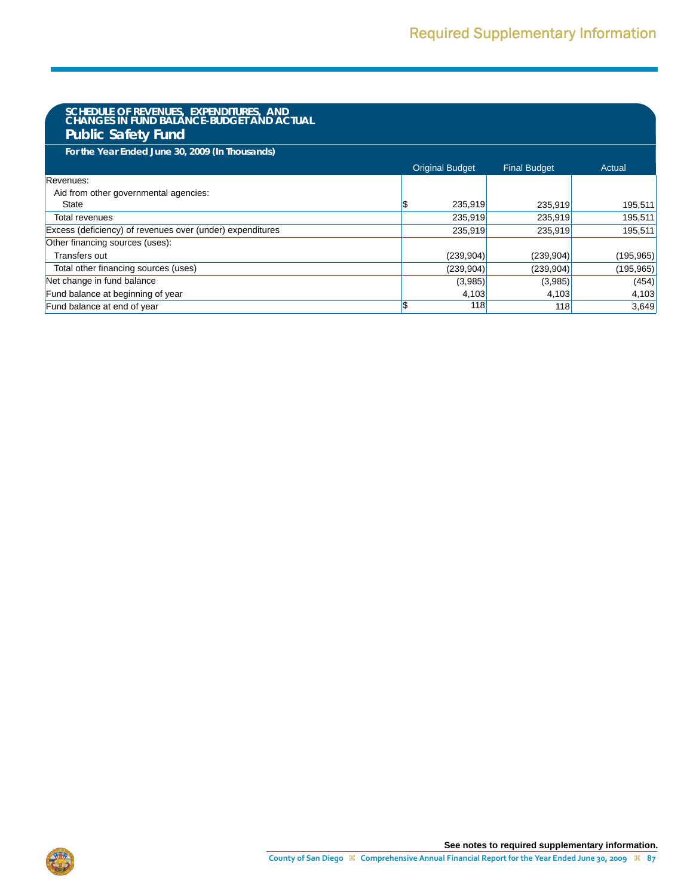## SCHEDULE OF REVENUES, EXPENDITURES, AND CHANGES IN FUND BALANCE-BUDGET AND ACTUAL

# Public Safety Fund

**For the Year Ended June 30, 2009 (In Thousands)**

| | Original Budget | Final Budget | Actual |
|---|---|---|---|
| Revenues: | | | |
| Aid from other governmental agencies: | | | |
| State | $ 235,919 | 235,919 | 195,511 |
| Total revenues | 235,919 | 235,919 | 195,511 |
| Excess (deficiency) of revenues over (under) expenditures | 235,919 | 235,919 | 195,511 |
| Other financing sources (uses): | | | |
| Transfers out | (239,904) | (239,904) | (195,965) |
| Total other financing sources (uses) | (239,904) | (239,904) | (195,965) |
| Net change in fund balance | (3,985) | (3,985) | (454) |
| Fund balance at beginning of year | 4,103 | 4,103 | 4,103 |
| Fund balance at end of year | $ 118 | 118 | 3,649 |

**See notes to required supplementary information.**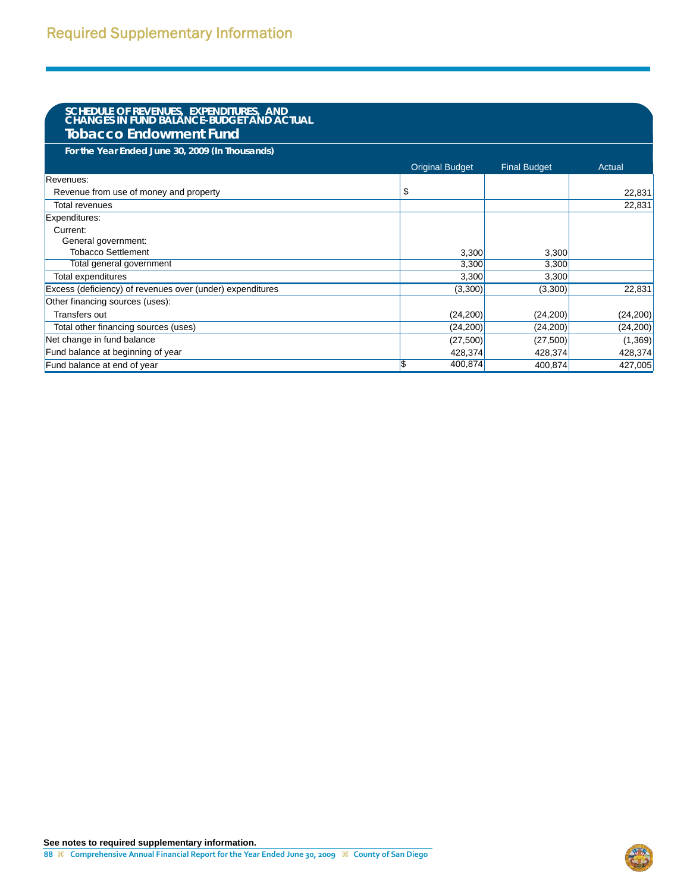## SCHEDULE OF REVENUES, EXPENDITURES, AND CHANGES IN FUND BALANCE-BUDGET AND ACTUAL

# Tobacco Endowment Fund

***For the Year Ended June 30, 2009 (In Thousands)***

| | Original Budget | Final Budget | Actual |
|---|---|---|---|
| Revenues: | | | |
| Revenue from use of money and property | $ | | 22,831 |
| Total revenues | | | 22,831 |
| Expenditures: | | | |
| Current: | | | |
| General government: | | | |
| Tobacco Settlement | 3,300 | 3,300 | |
| Total general government | 3,300 | 3,300 | |
| Total expenditures | 3,300 | 3,300 | |
| Excess (deficiency) of revenues over (under) expenditures | (3,300) | (3,300) | 22,831 |
| Other financing sources (uses): | | | |
| Transfers out | (24,200) | (24,200) | (24,200) |
| Total other financing sources (uses) | (24,200) | (24,200) | (24,200) |
| Net change in fund balance | (27,500) | (27,500) | (1,369) |
| Fund balance at beginning of year | 428,374 | 428,374 | 428,374 |
| Fund balance at end of year | $ 400,874 | 400,874 | 427,005 |

**See notes to required supplementary information.**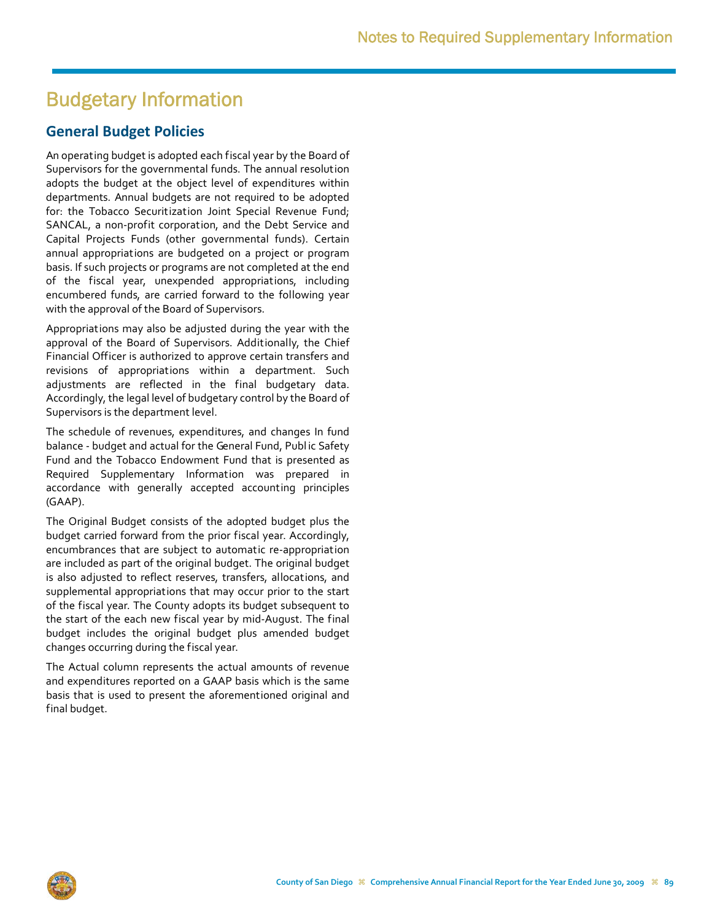# Budgetary Information

## General Budget Policies

An operating budget is adopted each fiscal year by the Board of Supervisors for the governmental funds. The annual resolution adopts the budget at the object level of expenditures within departments. Annual budgets are not required to be adopted for: the Tobacco Securitization Joint Special Revenue Fund; SANCAL, a non-profit corporation, and the Debt Service and Capital Projects Funds (other governmental funds). Certain annual appropriations are budgeted on a project or program basis. If such projects or programs are not completed at the end of the fiscal year, unexpended appropriations, including encumbered funds, are carried forward to the following year with the approval of the Board of Supervisors.

Appropriations may also be adjusted during the year with the approval of the Board of Supervisors. Additionally, the Chief Financial Officer is authorized to approve certain transfers and revisions of appropriations within a department. Such adjustments are reflected in the final budgetary data. Accordingly, the legal level of budgetary control by the Board of Supervisors is the department level.

The schedule of revenues, expenditures, and changes In fund balance - budget and actual for the General Fund, Public Safety Fund and the Tobacco Endowment Fund that is presented as Required Supplementary Information was prepared in accordance with generally accepted accounting principles (GAAP).

The Original Budget consists of the adopted budget plus the budget carried forward from the prior fiscal year. Accordingly, encumbrances that are subject to automatic re-appropriation are included as part of the original budget. The original budget is also adjusted to reflect reserves, transfers, allocations, and supplemental appropriations that may occur prior to the start of the fiscal year. The County adopts its budget subsequent to the start of the each new fiscal year by mid-August. The final budget includes the original budget plus amended budget changes occurring during the fiscal year.

The Actual column represents the actual amounts of revenue and expenditures reported on a GAAP basis which is the same basis that is used to present the aforementioned original and final budget.